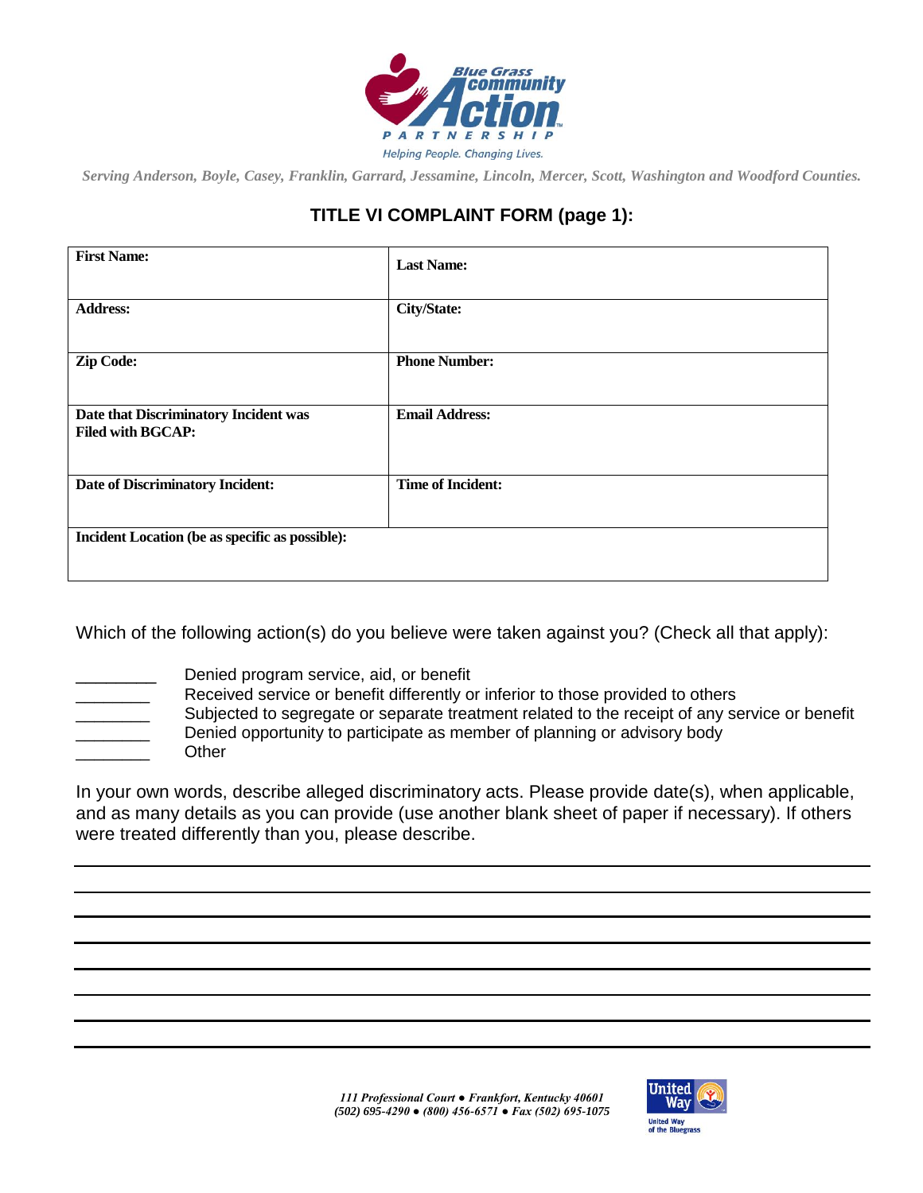Blue Grass community Action PARTNERSHIP

Helping People. Changing Lives.

*Serving Anderson, Boyle, Casey, Franklin, Garrard, Jessamine, Lincoln, Mercer, Scott, Washington and Woodford Counties.*

## TITLE VI COMPLAINT FORM (page 1):

| **First Name:** | **Last Name:** |
|---|---|
| **Address:** | **City/State:** |
| **Zip Code:** | **Phone Number:** |
| **Date that Discriminatory Incident was Filed with BGCAP:** | **Email Address:** |
| **Date of Discriminatory Incident:** | **Time of Incident:** |
| **Incident Location (be as specific as possible):** | |

Which of the following action(s) do you believe were taken against you? (Check all that apply):

_________ Denied program service, aid, or benefit
________ Received service or benefit differently or inferior to those provided to others
________ Subjected to segregate or separate treatment related to the receipt of any service or benefit
________ Denied opportunity to participate as member of planning or advisory body
________ Other

In your own words, describe alleged discriminatory acts. Please provide date(s), when applicable, and as many details as you can provide (use another blank sheet of paper if necessary). If others were treated differently than you, please describe.

___________________________________________________________________________

___________________________________________________________________________

___________________________________________________________________________

___________________________________________________________________________

___________________________________________________________________________

___________________________________________________________________________

___________________________________________________________________________

___________________________________________________________________________

*111 Professional Court ● Frankfort, Kentucky 40601*
*(502) 695-4290 ● (800) 456-6571 ● Fax (502) 695-1075*

United Way of the Bluegrass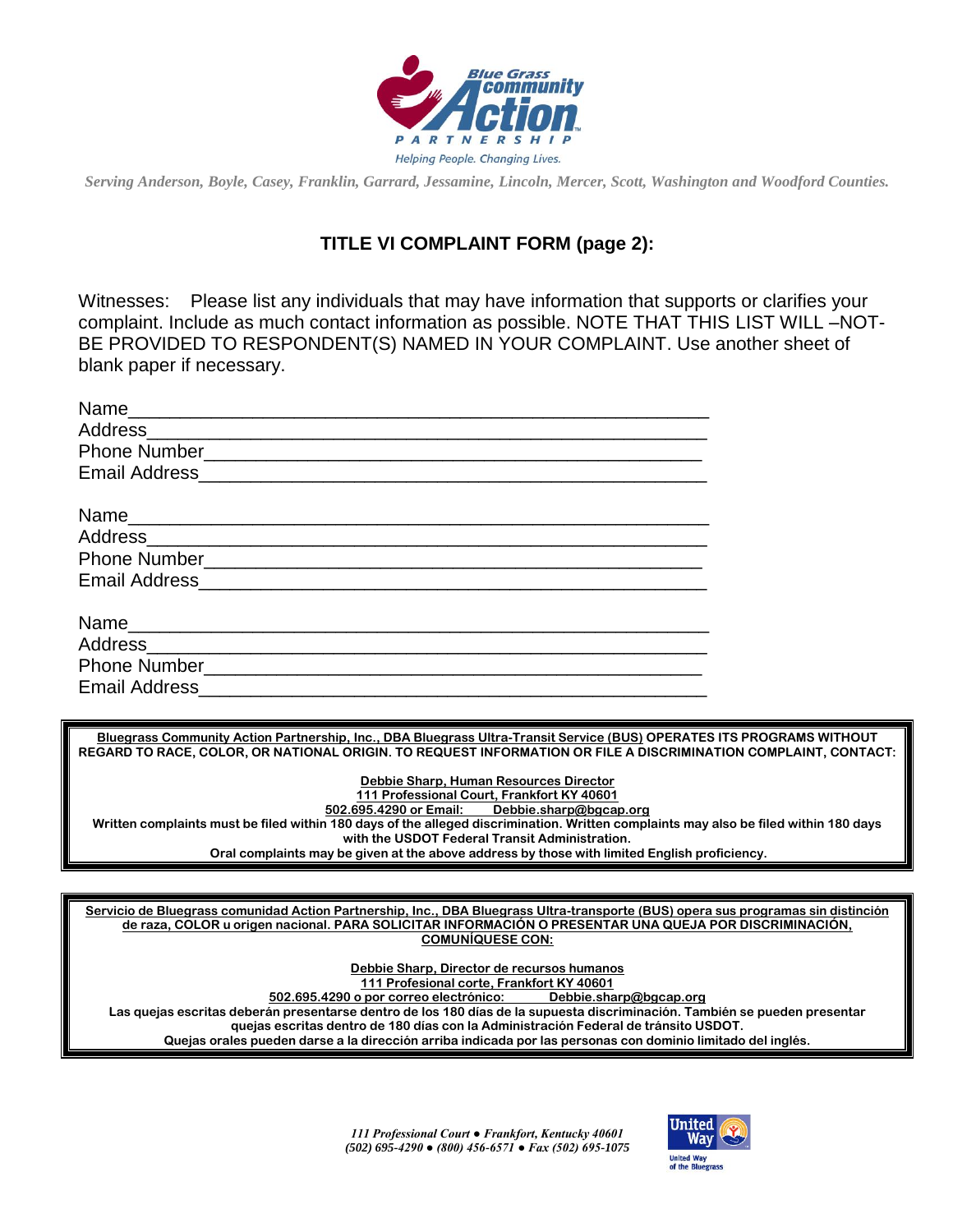Blue Grass community Action PARTNERSHIP

Helping People. Changing Lives.

*Serving Anderson, Boyle, Casey, Franklin, Garrard, Jessamine, Lincoln, Mercer, Scott, Washington and Woodford Counties.*

## TITLE VI COMPLAINT FORM (page 2):

Witnesses: Please list any individuals that may have information that supports or clarifies your complaint. Include as much contact information as possible. NOTE THAT THIS LIST WILL –NOT- BE PROVIDED TO RESPONDENT(S) NAMED IN YOUR COMPLAINT. Use another sheet of blank paper if necessary.

Name_______________________________________________
Address_____________________________________________
Phone Number________________________________________
Email Address________________________________________

Name_______________________________________________
Address_____________________________________________
Phone Number________________________________________
Email Address________________________________________

Name_______________________________________________
Address_____________________________________________
Phone Number________________________________________
Email Address________________________________________

**Bluegrass Community Action Partnership, Inc., DBA Bluegrass Ultra-Transit Service (BUS) OPERATES ITS PROGRAMS WITHOUT REGARD TO RACE, COLOR, OR NATIONAL ORIGIN. TO REQUEST INFORMATION OR FILE A DISCRIMINATION COMPLAINT, CONTACT:**

**Debbie Sharp, Human Resources Director**
**111 Professional Court, Frankfort KY 40601**
**502.695.4290 or Email: Debbie.sharp@bgcap.org**

**Written complaints must be filed within 180 days of the alleged discrimination. Written complaints may also be filed within 180 days with the USDOT Federal Transit Administration.**
**Oral complaints may be given at the above address by those with limited English proficiency.**

**Servicio de Bluegrass comunidad Action Partnership, Inc., DBA Bluegrass Ultra-transporte (BUS) opera sus programas sin distinción de raza, COLOR u origen nacional. PARA SOLICITAR INFORMACIÓN O PRESENTAR UNA QUEJA POR DISCRIMINACIÓN, COMUNÍQUESE CON:**

**Debbie Sharp, Director de recursos humanos**
**111 Profesional corte, Frankfort KY 40601**
**502.695.4290 o por correo electrónico: Debbie.sharp@bgcap.org**

**Las quejas escritas deberán presentarse dentro de los 180 días de la supuesta discriminación. También se pueden presentar quejas escritas dentro de 180 días con la Administración Federal de tránsito USDOT.**
**Quejas orales pueden darse a la dirección arriba indicada por las personas con dominio limitado del inglés.**

*111 Professional Court ● Frankfort, Kentucky 40601*
*(502) 695-4290 ● (800) 456-6571 ● Fax (502) 695-1075*

United Way of the Bluegrass